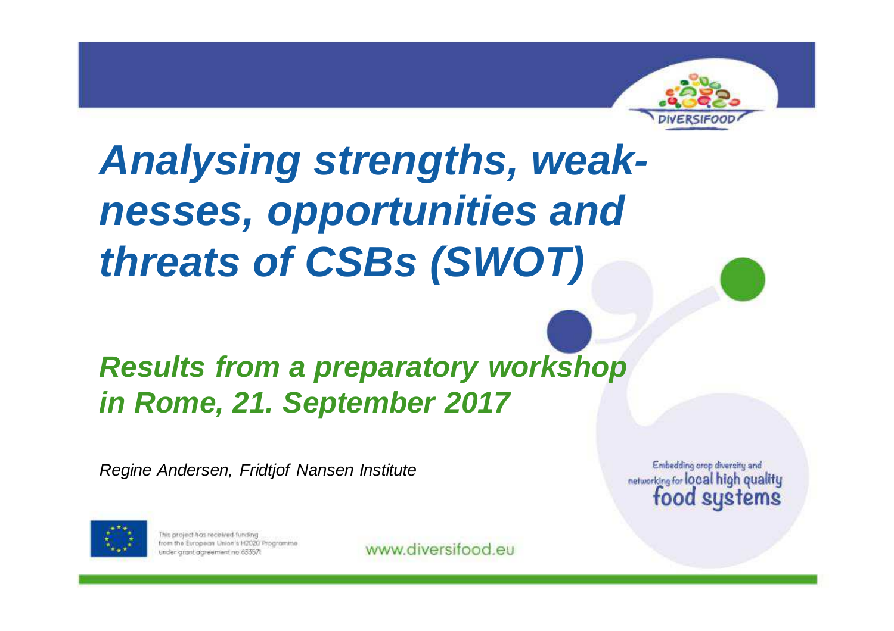# *Analysing strengths, weak-nesses, opportunities and threats of CSBs (SWOT)*

## *Results from a preparatory workshop in Rome, 21. September 2017*

*Regine Andersen, Fridtjof Nansen Institute*

Embedding crop diversity and networking for local high quality food systems

This project has received funding from the European Union's H2020 Programme under grant agreement no 633571

www.diversifood.eu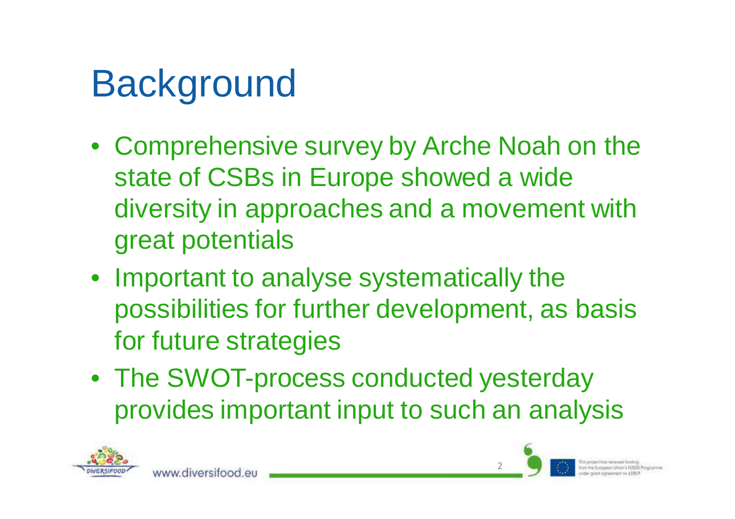# Background

- Comprehensive survey by Arche Noah on the state of CSBs in Europe showed a wide diversity in approaches and a movement with great potentials
- Important to analyse systematically the possibilities for further development, as basis for future strategies
- The SWOT-process conducted yesterday provides important input to such an analysis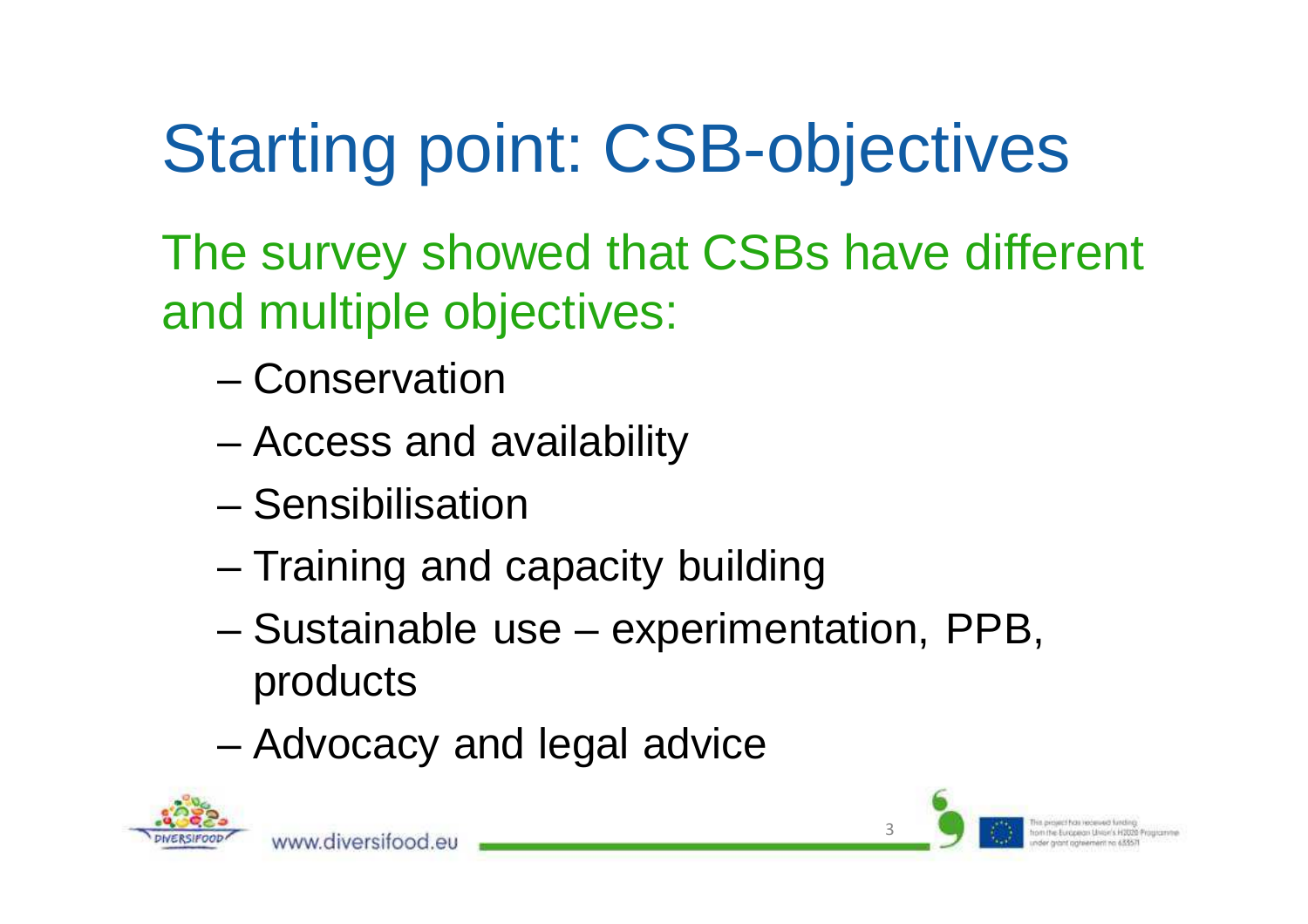# Starting point: CSB-objectives

The survey showed that CSBs have different and multiple objectives:

- Conservation
- Access and availability
- Sensibilisation
- Training and capacity building
- Sustainable use – experimentation, PPB, products
- Advocacy and legal advice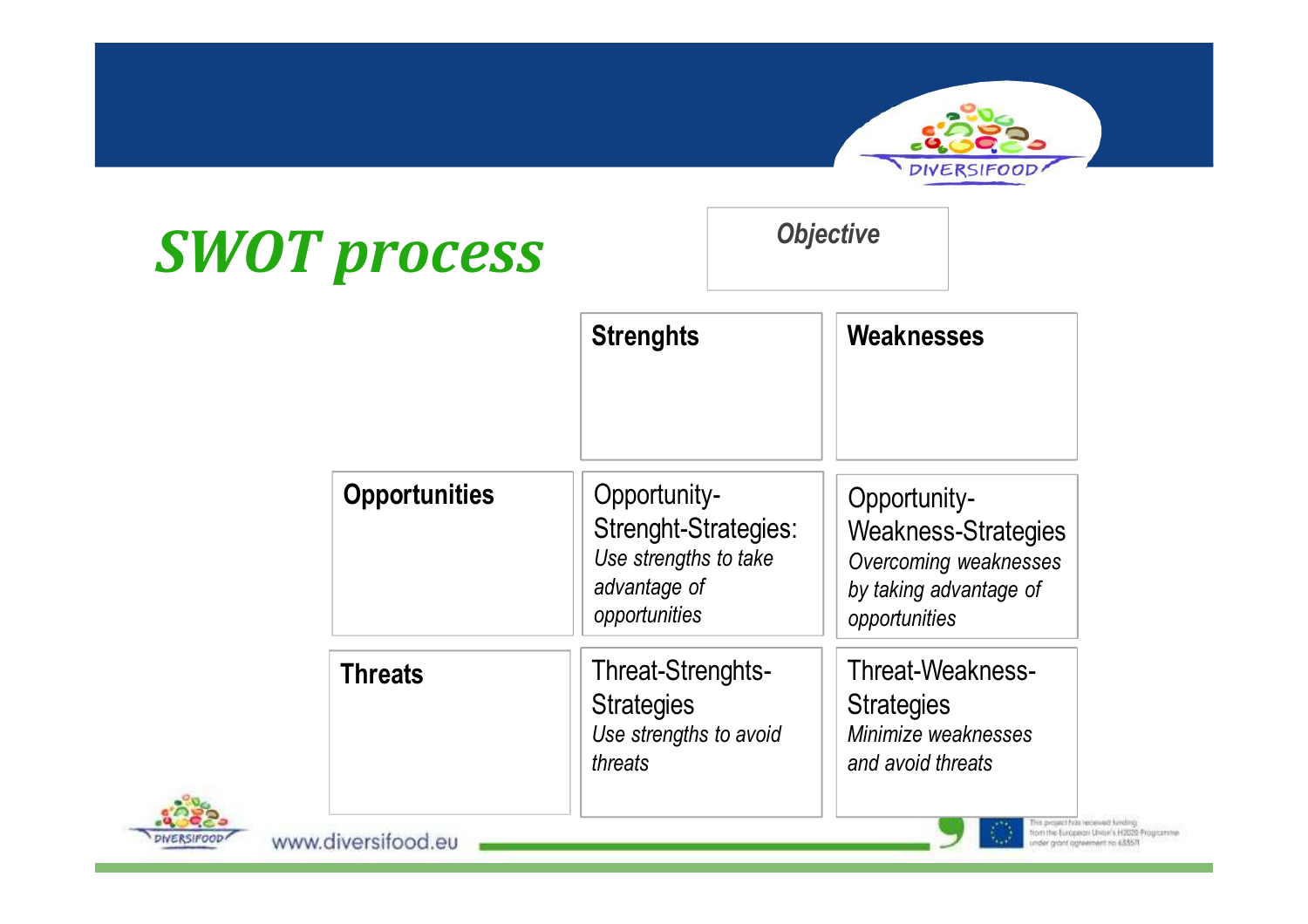# *SWOT process*

***Objective***

| | **Strenghts** | **Weaknesses** |
|---|---|---|
| **Opportunities** | Opportunity-Strenght-Strategies: *Use strengths to take advantage of opportunities* | Opportunity-Weakness-Strategies *Overcoming weaknesses by taking advantage of opportunities* |
| **Threats** | Threat-Strenghts-Strategies *Use strengths to avoid threats* | Threat-Weakness-Strategies *Minimize weaknesses and avoid threats* |

www.diversifood.eu

This project has received funding from the European Union's H2020 Programme under grant agreement no 633571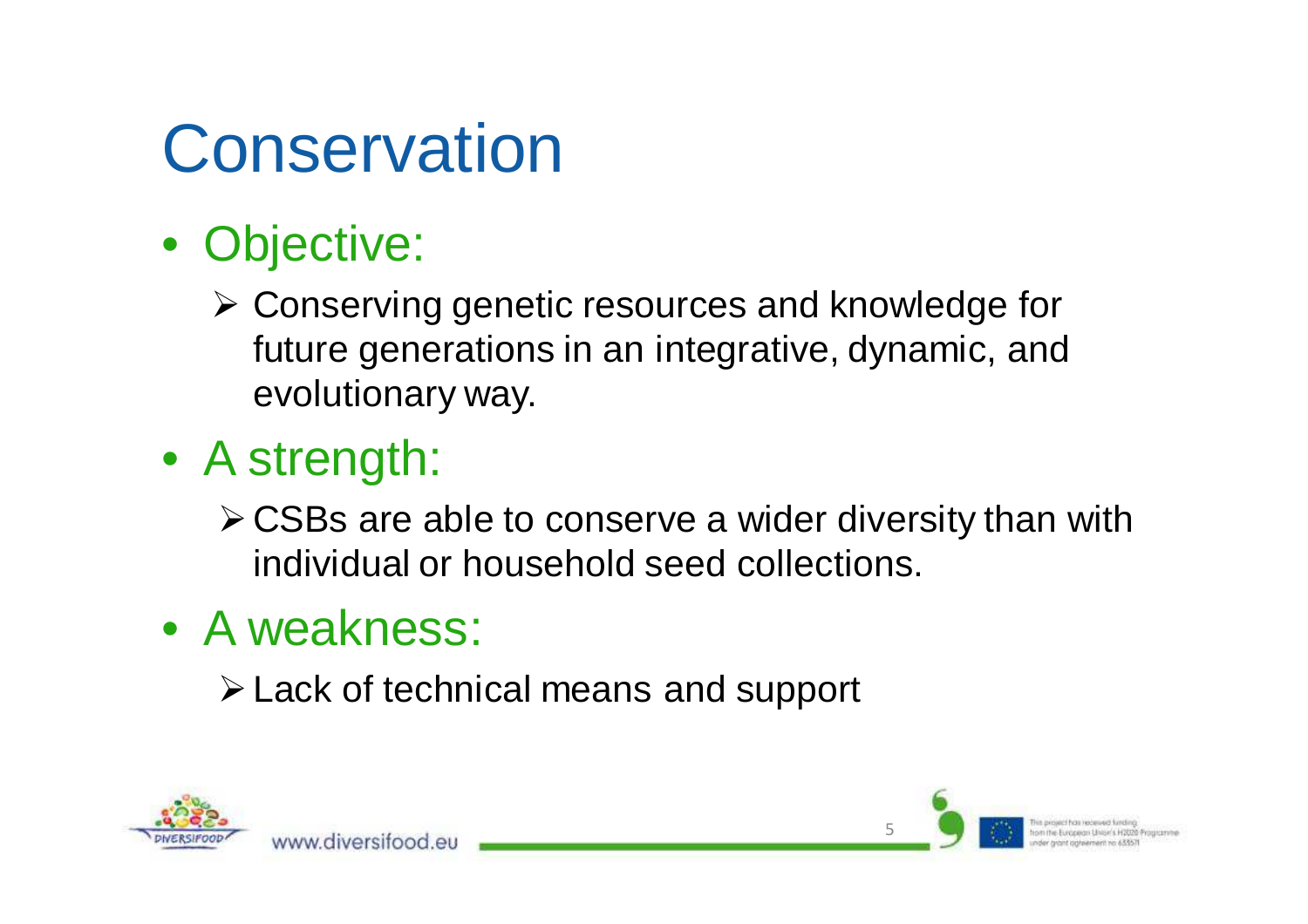# Conservation

- Objective:
  - Conserving genetic resources and knowledge for future generations in an integrative, dynamic, and evolutionary way.
- A strength:
  - CSBs are able to conserve a wider diversity than with individual or household seed collections.
- A weakness:
  - Lack of technical means and support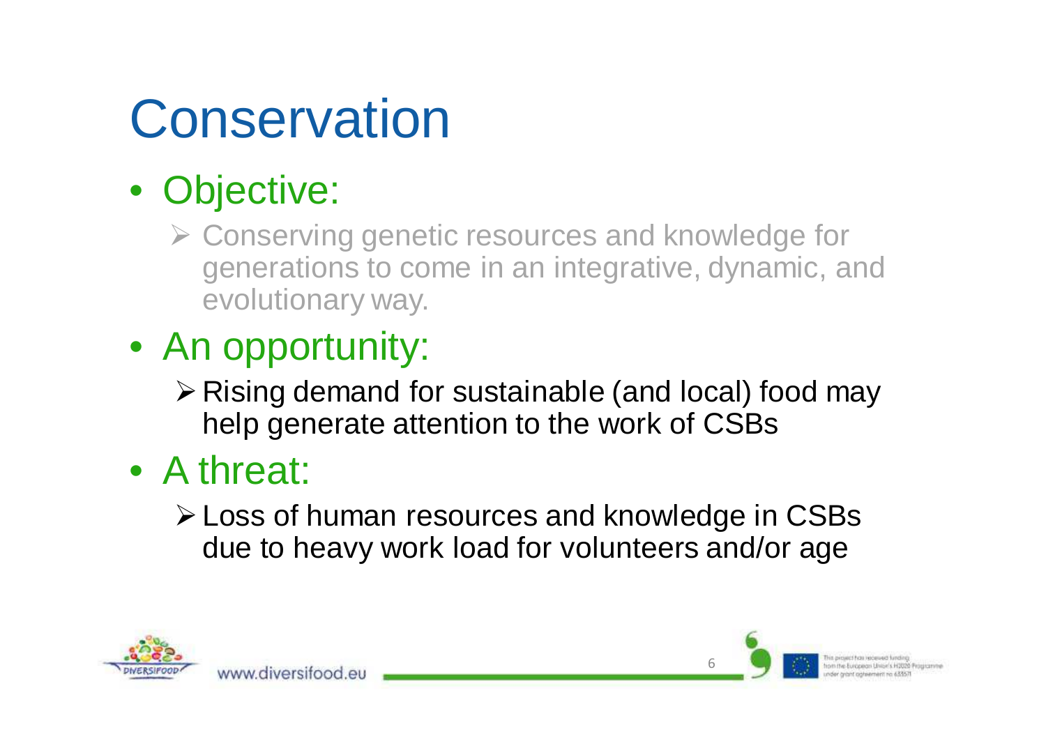# Conservation

- Objective:
  - Conserving genetic resources and knowledge for generations to come in an integrative, dynamic, and evolutionary way.
- An opportunity:
  - Rising demand for sustainable (and local) food may help generate attention to the work of CSBs
- A threat:
  - Loss of human resources and knowledge in CSBs due to heavy work load for volunteers and/or age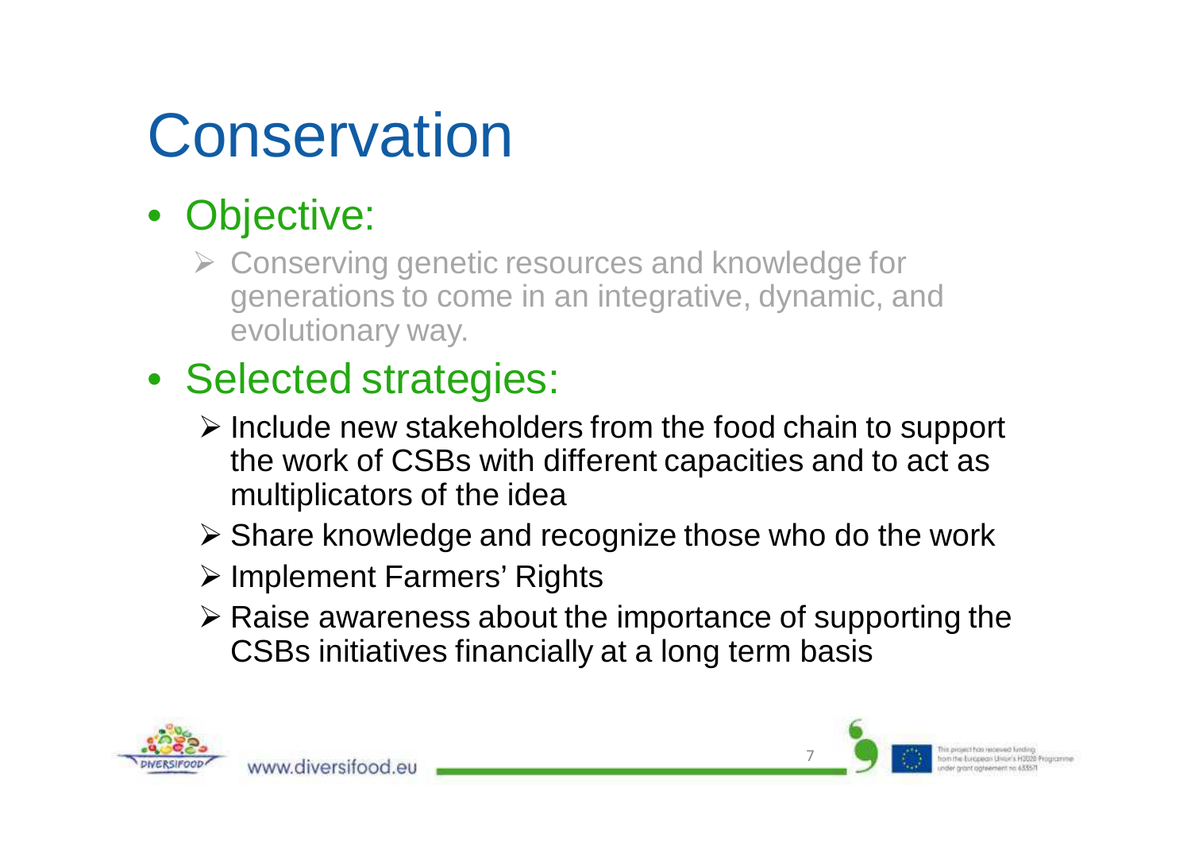# Conservation

- Objective:
  - Conserving genetic resources and knowledge for generations to come in an integrative, dynamic, and evolutionary way.
- Selected strategies:
  - Include new stakeholders from the food chain to support the work of CSBs with different capacities and to act as multiplicators of the idea
  - Share knowledge and recognize those who do the work
  - Implement Farmers' Rights
  - Raise awareness about the importance of supporting the CSBs initiatives financially at a long term basis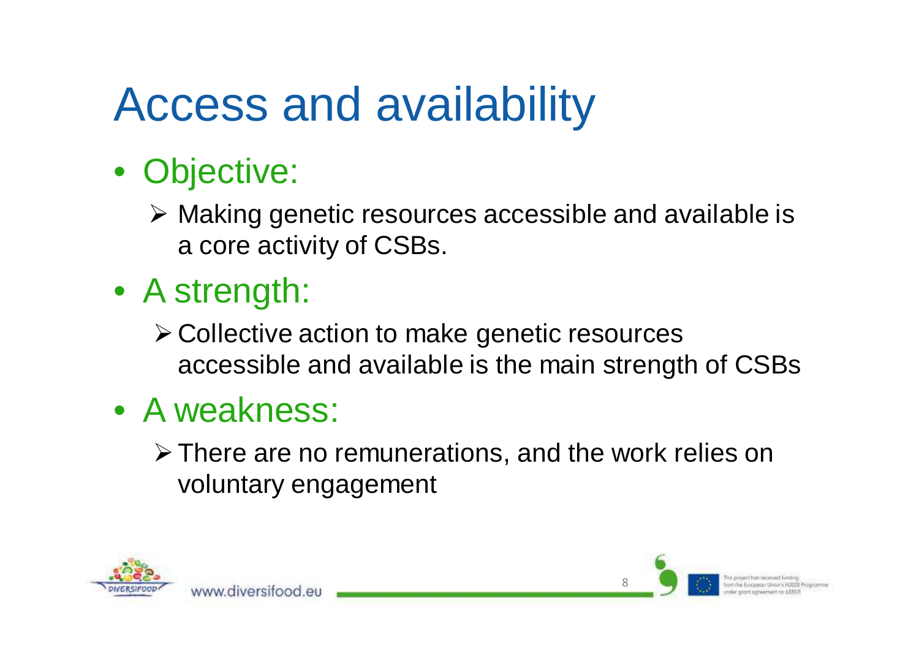# Access and availability

- Objective:
  - Making genetic resources accessible and available is a core activity of CSBs.
- A strength:
  - Collective action to make genetic resources accessible and available is the main strength of CSBs
- A weakness:
  - There are no remunerations, and the work relies on voluntary engagement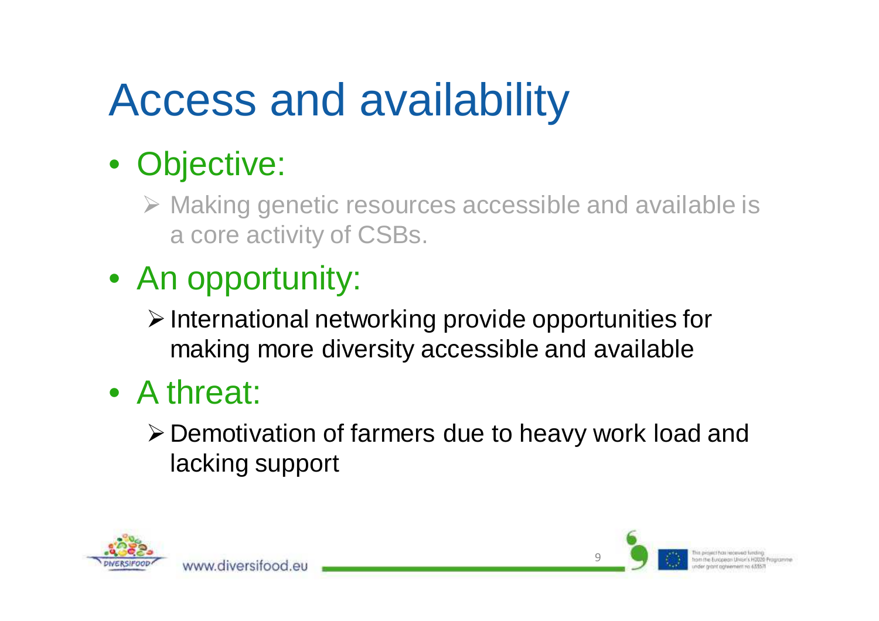# Access and availability

- Objective:
  - Making genetic resources accessible and available is a core activity of CSBs.
- An opportunity:
  - International networking provide opportunities for making more diversity accessible and available
- A threat:
  - Demotivation of farmers due to heavy work load and lacking support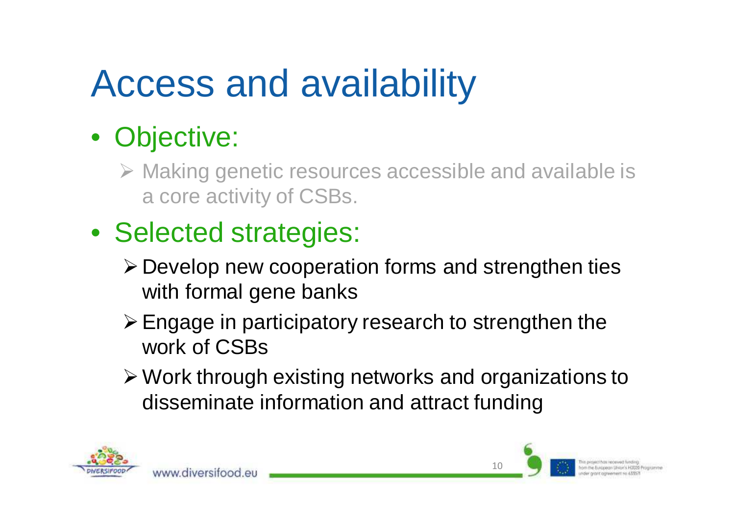# Access and availability

- Objective:
  - Making genetic resources accessible and available is a core activity of CSBs.
- Selected strategies:
  - Develop new cooperation forms and strengthen ties with formal gene banks
  - Engage in participatory research to strengthen the work of CSBs
  - Work through existing networks and organizations to disseminate information and attract funding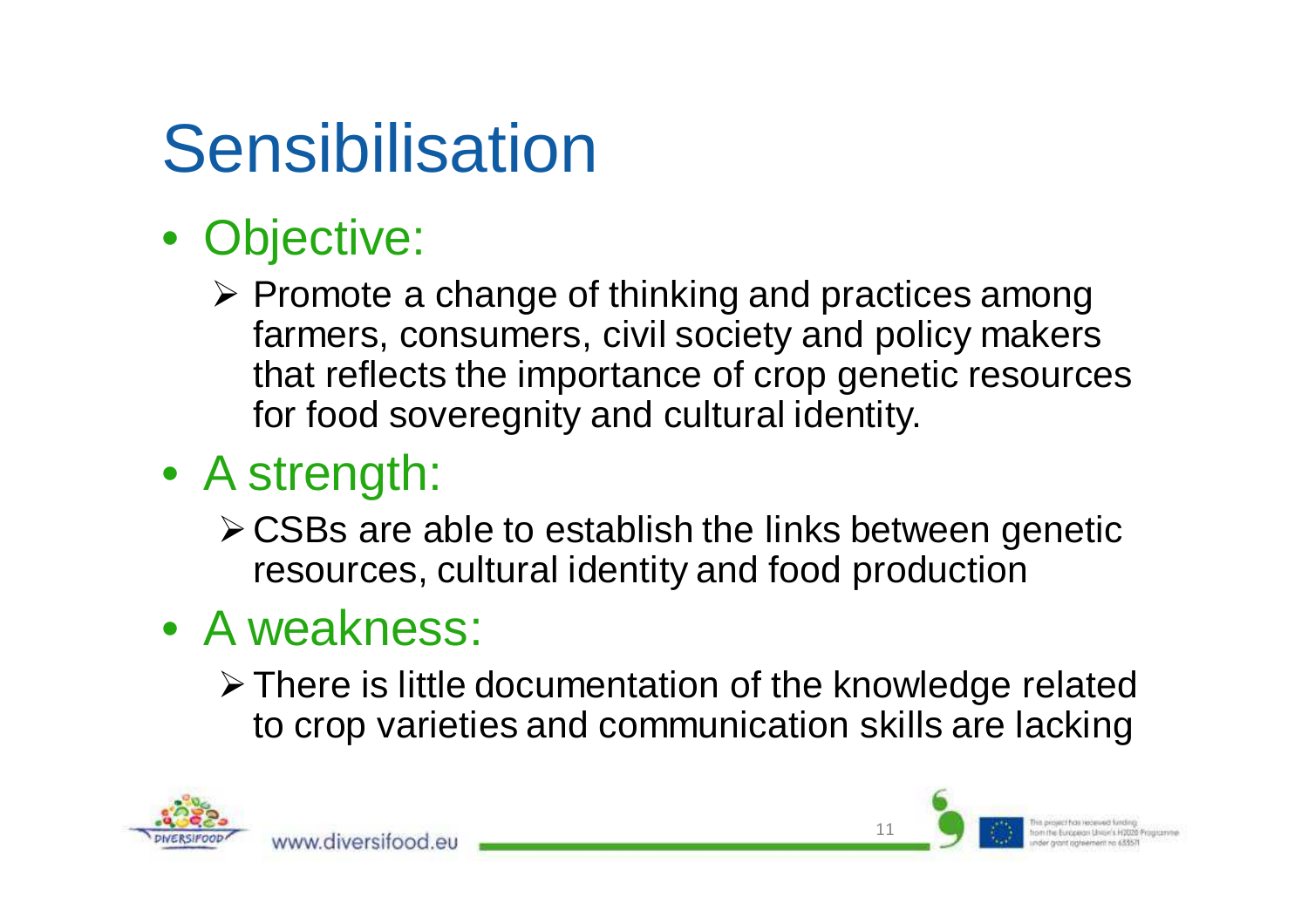# Sensibilisation

- Objective:
  - Promote a change of thinking and practices among farmers, consumers, civil society and policy makers that reflects the importance of crop genetic resources for food soveregnity and cultural identity.
- A strength:
  - CSBs are able to establish the links between genetic resources, cultural identity and food production
- A weakness:
  - There is little documentation of the knowledge related to crop varieties and communication skills are lacking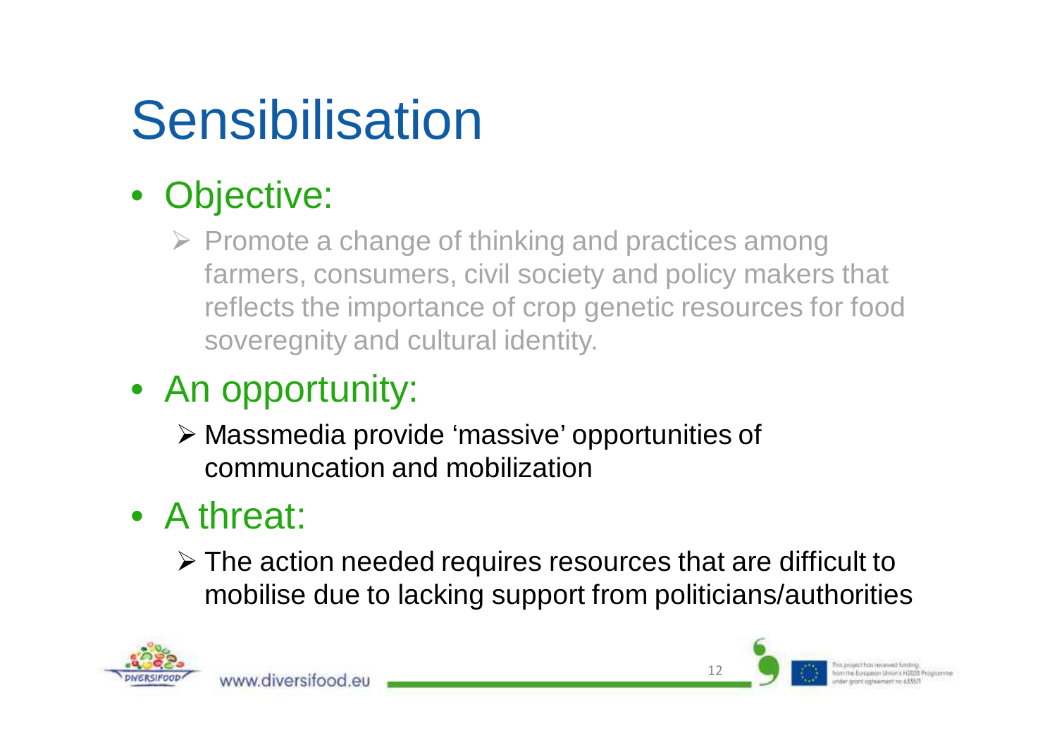# Sensibilisation

- Objective:
  - Promote a change of thinking and practices among farmers, consumers, civil society and policy makers that reflects the importance of crop genetic resources for food soveregnity and cultural identity.
- An opportunity:
  - Massmedia provide 'massive' opportunities of communcation and mobilization
- A threat:
  - The action needed requires resources that are difficult to mobilise due to lacking support from politicians/authorities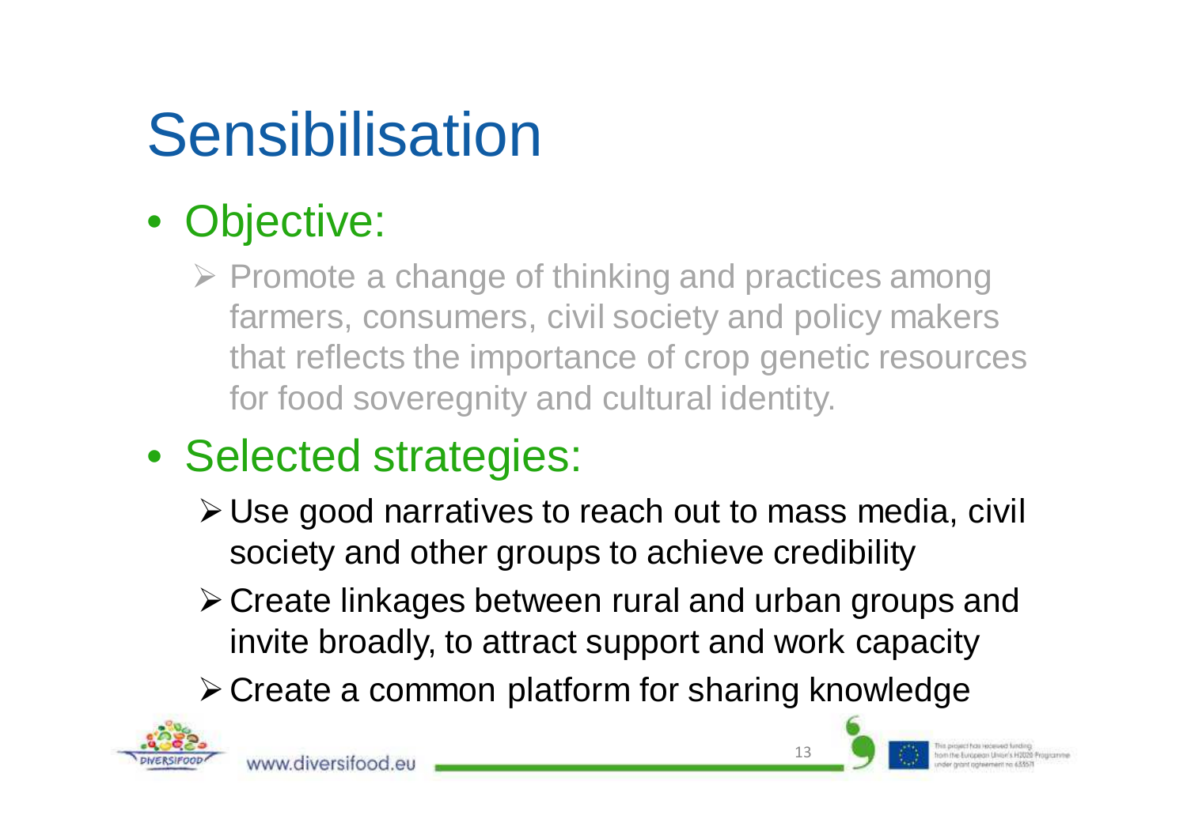# Sensibilisation

- Objective:
  - Promote a change of thinking and practices among farmers, consumers, civil society and policy makers that reflects the importance of crop genetic resources for food soveregnity and cultural identity.
- Selected strategies:
  - Use good narratives to reach out to mass media, civil society and other groups to achieve credibility
  - Create linkages between rural and urban groups and invite broadly, to attract support and work capacity
  - Create a common platform for sharing knowledge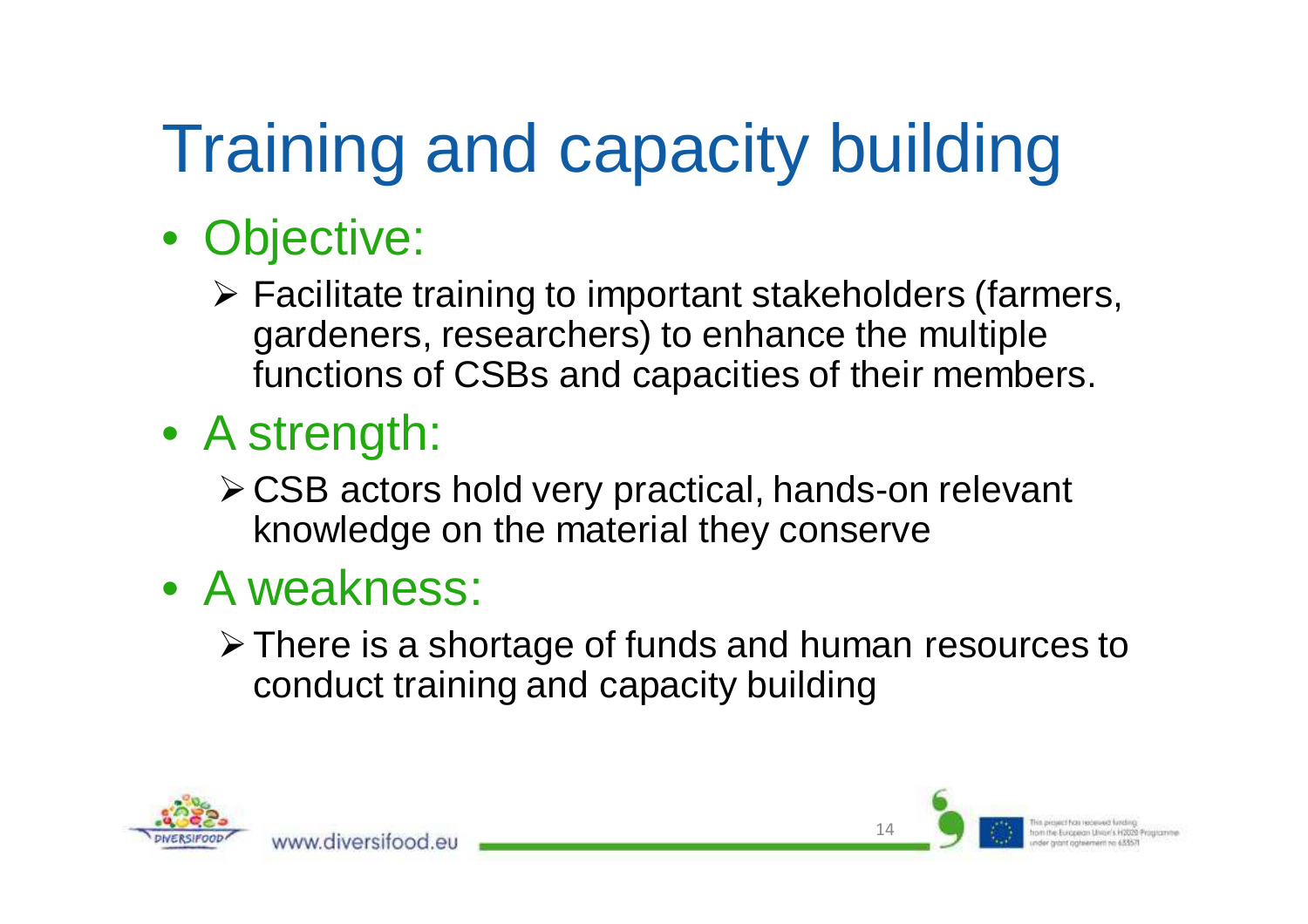# Training and capacity building

- Objective:
  - Facilitate training to important stakeholders (farmers, gardeners, researchers) to enhance the multiple functions of CSBs and capacities of their members.
- A strength:
  - CSB actors hold very practical, hands-on relevant knowledge on the material they conserve
- A weakness:
  - There is a shortage of funds and human resources to conduct training and capacity building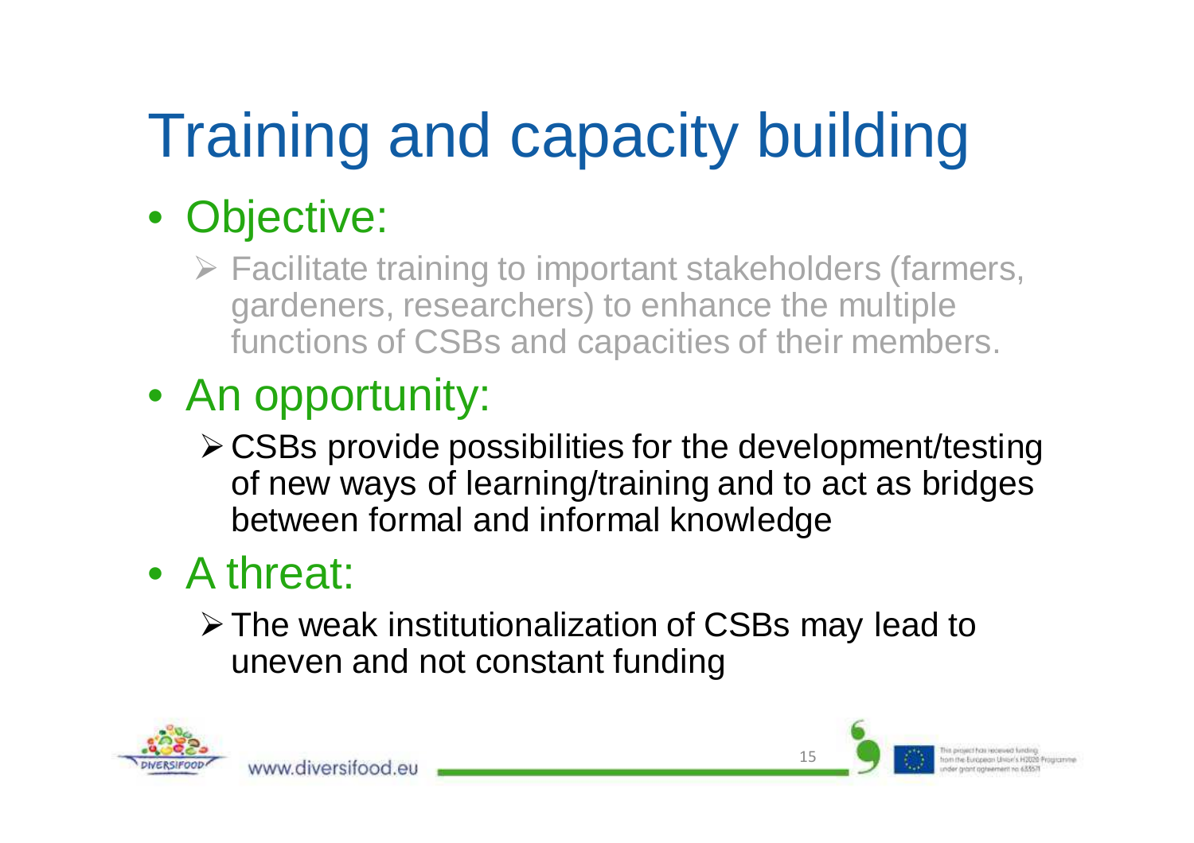# Training and capacity building

- Objective:
  - Facilitate training to important stakeholders (farmers, gardeners, researchers) to enhance the multiple functions of CSBs and capacities of their members.
- An opportunity:
  - CSBs provide possibilities for the development/testing of new ways of learning/training and to act as bridges between formal and informal knowledge
- A threat:
  - The weak institutionalization of CSBs may lead to uneven and not constant funding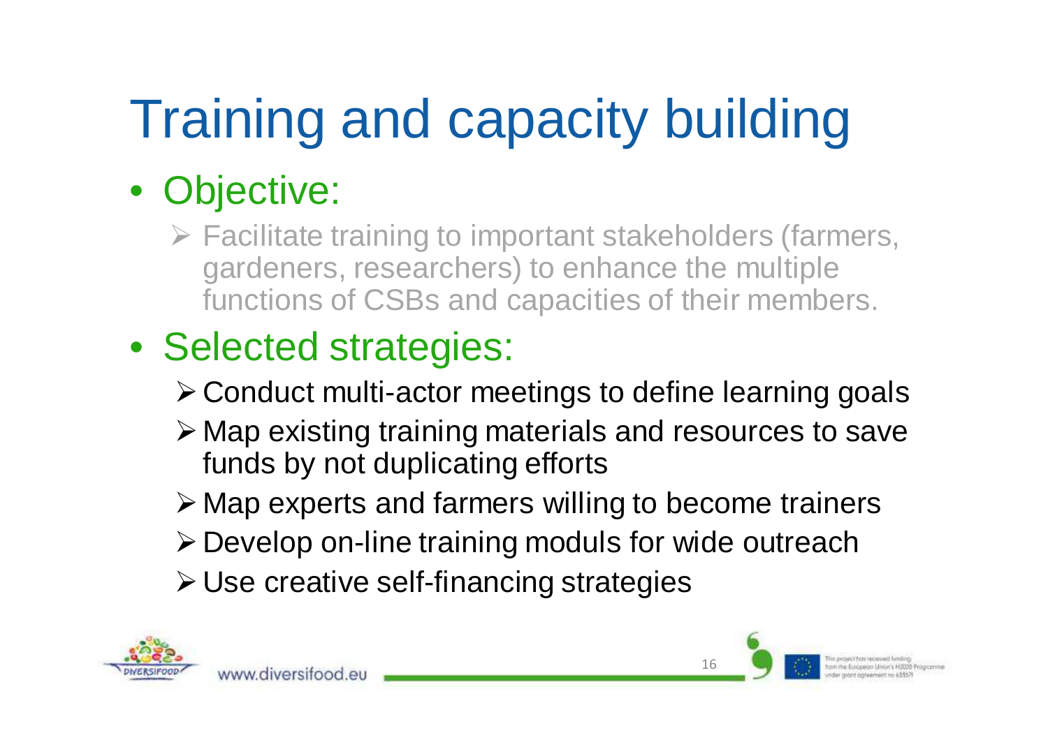# Training and capacity building

- Objective:
  - Facilitate training to important stakeholders (farmers, gardeners, researchers) to enhance the multiple functions of CSBs and capacities of their members.
- Selected strategies:
  - Conduct multi-actor meetings to define learning goals
  - Map existing training materials and resources to save funds by not duplicating efforts
  - Map experts and farmers willing to become trainers
  - Develop on-line training moduls for wide outreach
  - Use creative self-financing strategies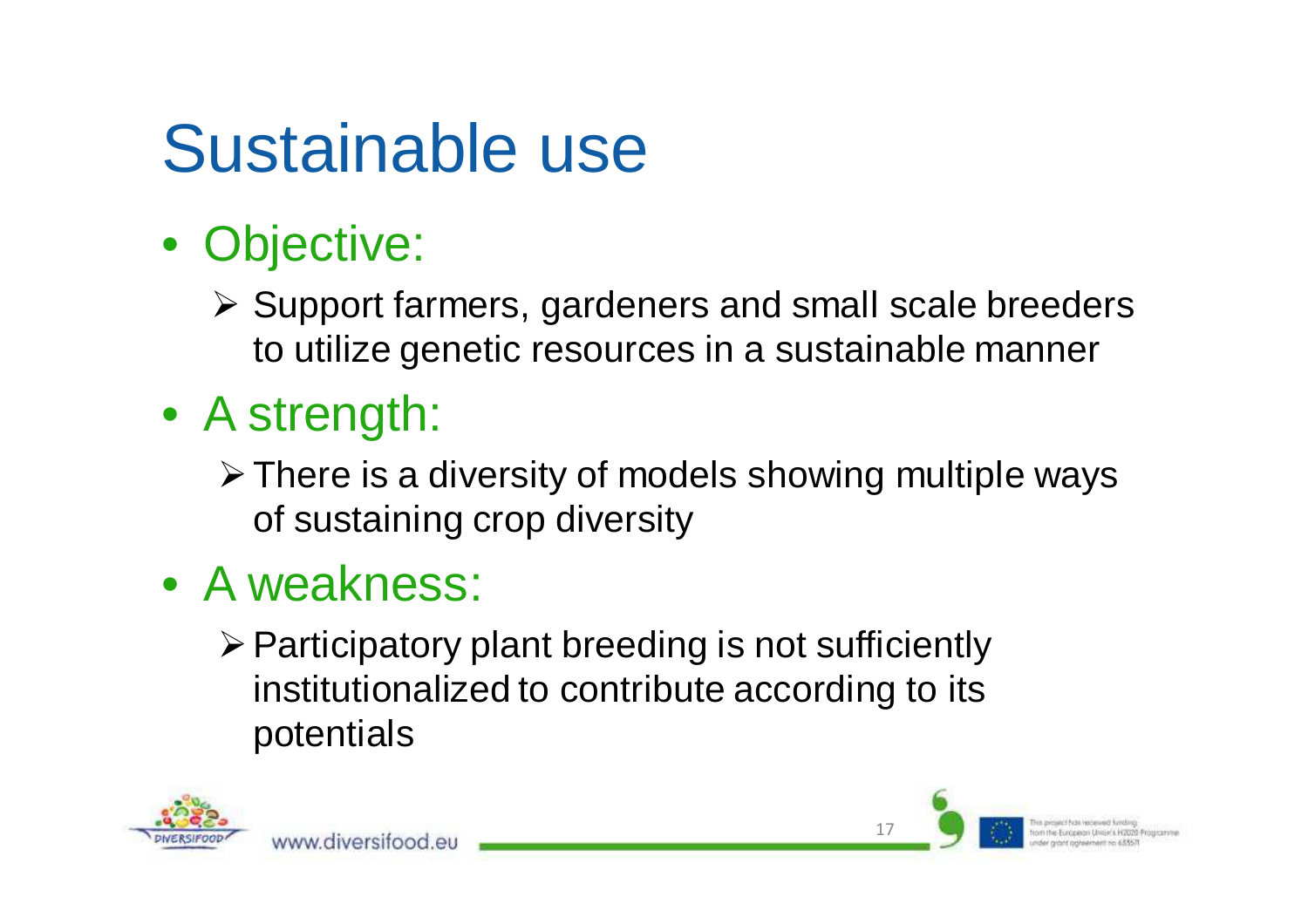# Sustainable use

- Objective:
  - Support farmers, gardeners and small scale breeders to utilize genetic resources in a sustainable manner
- A strength:
  - There is a diversity of models showing multiple ways of sustaining crop diversity
- A weakness:
  - Participatory plant breeding is not sufficiently institutionalized to contribute according to its potentials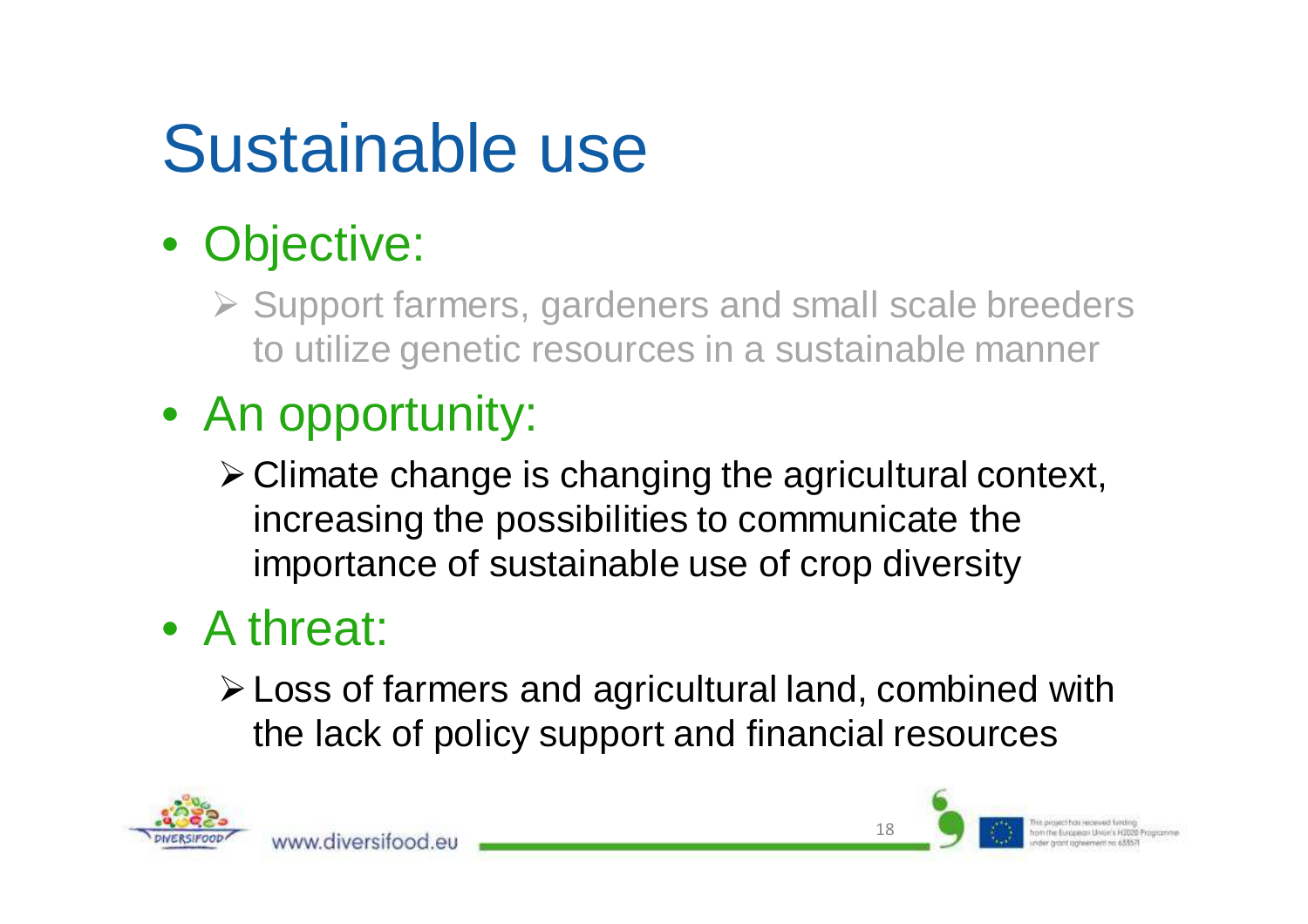# Sustainable use

- Objective:
  - Support farmers, gardeners and small scale breeders to utilize genetic resources in a sustainable manner
- An opportunity:
  - Climate change is changing the agricultural context, increasing the possibilities to communicate the importance of sustainable use of crop diversity
- A threat:
  - Loss of farmers and agricultural land, combined with the lack of policy support and financial resources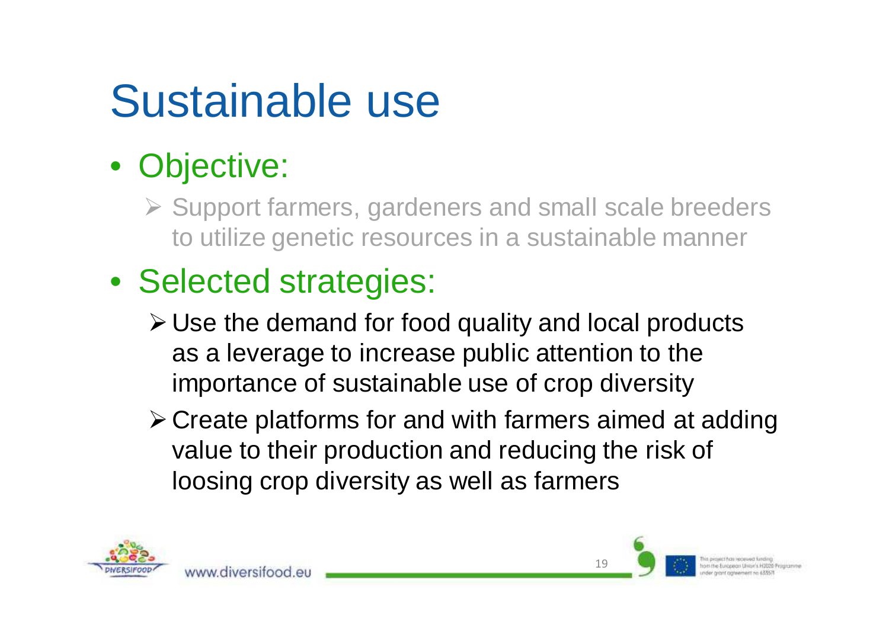# Sustainable use

- Objective:
  - Support farmers, gardeners and small scale breeders to utilize genetic resources in a sustainable manner
- Selected strategies:
  - Use the demand for food quality and local products as a leverage to increase public attention to the importance of sustainable use of crop diversity
  - Create platforms for and with farmers aimed at adding value to their production and reducing the risk of loosing crop diversity as well as farmers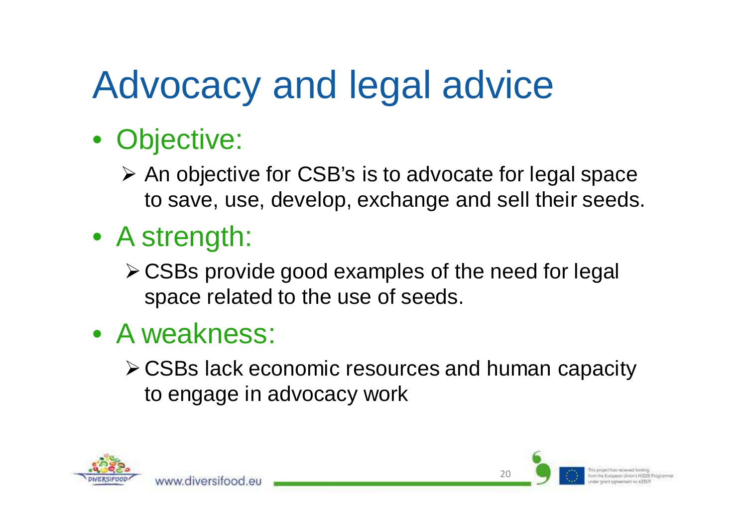# Advocacy and legal advice

- Objective:
  - An objective for CSB's is to advocate for legal space to save, use, develop, exchange and sell their seeds.
- A strength:
  - CSBs provide good examples of the need for legal space related to the use of seeds.
- A weakness:
  - CSBs lack economic resources and human capacity to engage in advocacy work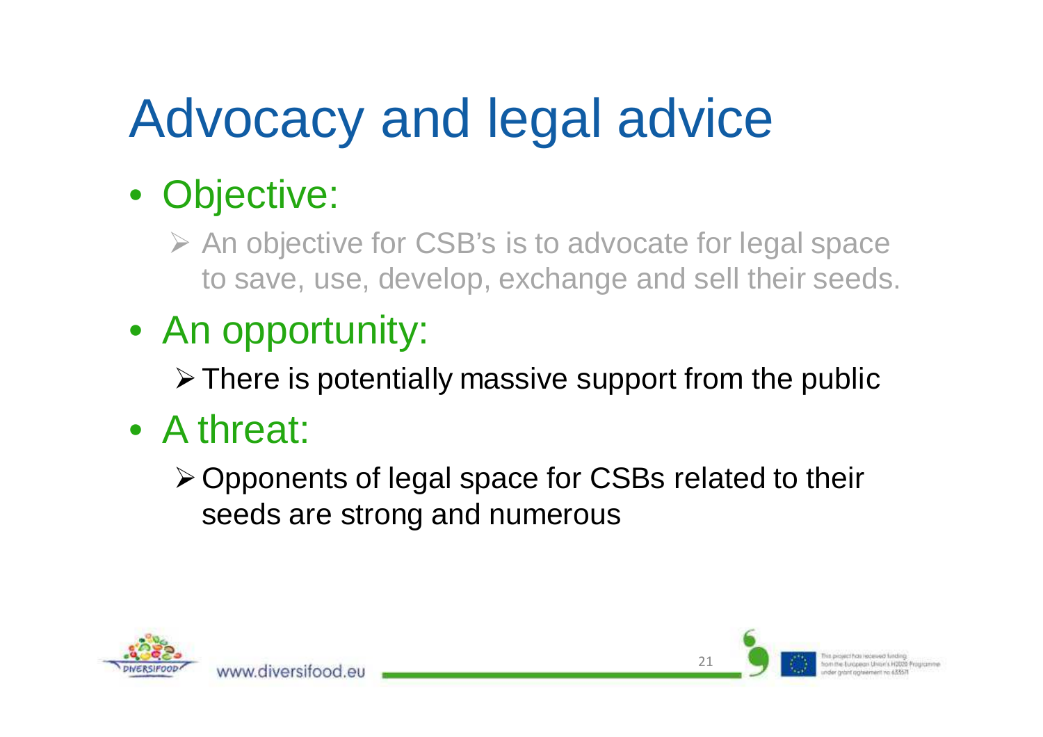# Advocacy and legal advice

- Objective:
  - An objective for CSB's is to advocate for legal space to save, use, develop, exchange and sell their seeds.
- An opportunity:
  - There is potentially massive support from the public
- A threat:
  - Opponents of legal space for CSBs related to their seeds are strong and numerous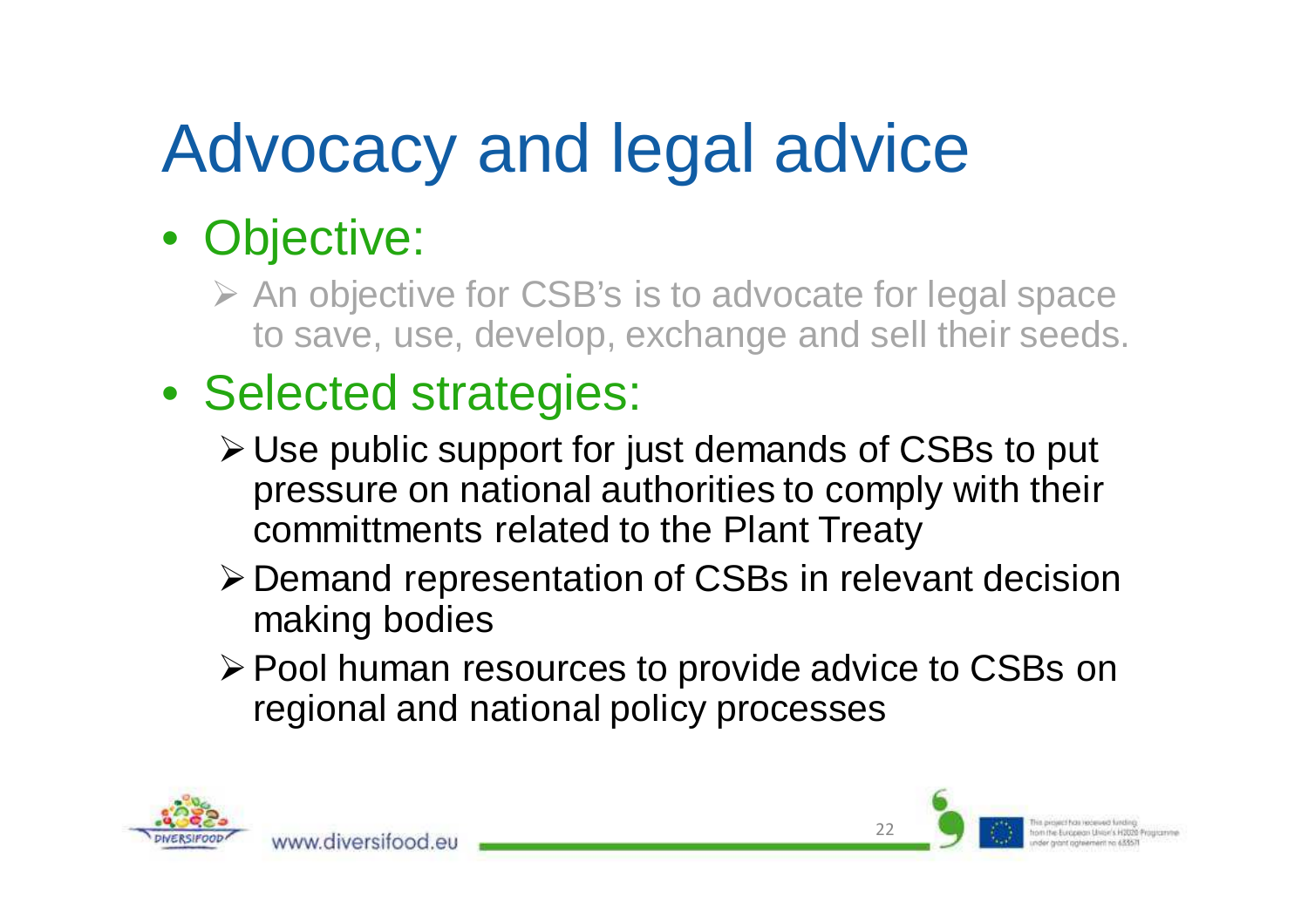# Advocacy and legal advice

- Objective:
  - An objective for CSB's is to advocate for legal space to save, use, develop, exchange and sell their seeds.
- Selected strategies:
  - Use public support for just demands of CSBs to put pressure on national authorities to comply with their committments related to the Plant Treaty
  - Demand representation of CSBs in relevant decision making bodies
  - Pool human resources to provide advice to CSBs on regional and national policy processes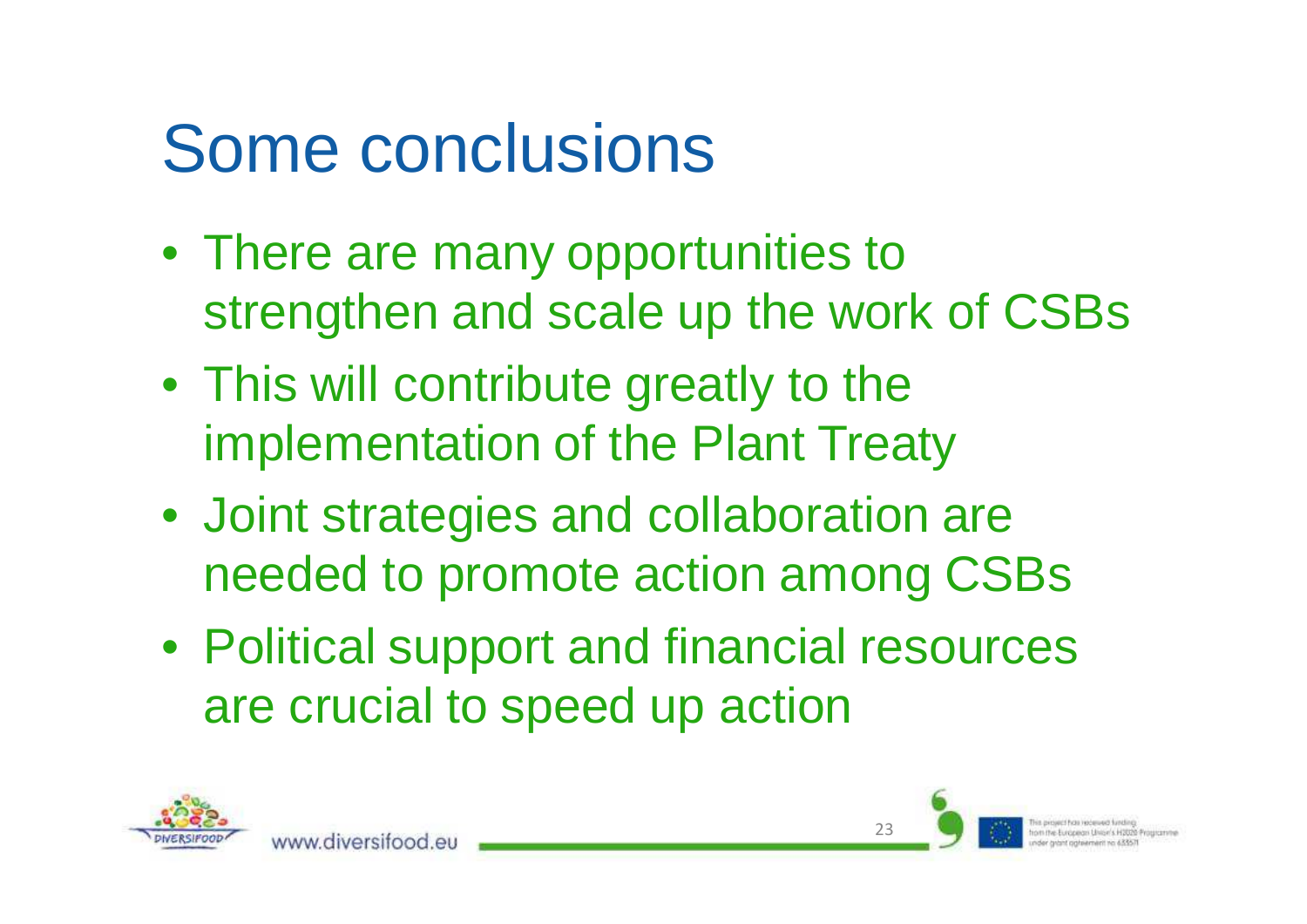# Some conclusions

- There are many opportunities to strengthen and scale up the work of CSBs
- This will contribute greatly to the implementation of the Plant Treaty
- Joint strategies and collaboration are needed to promote action among CSBs
- Political support and financial resources are crucial to speed up action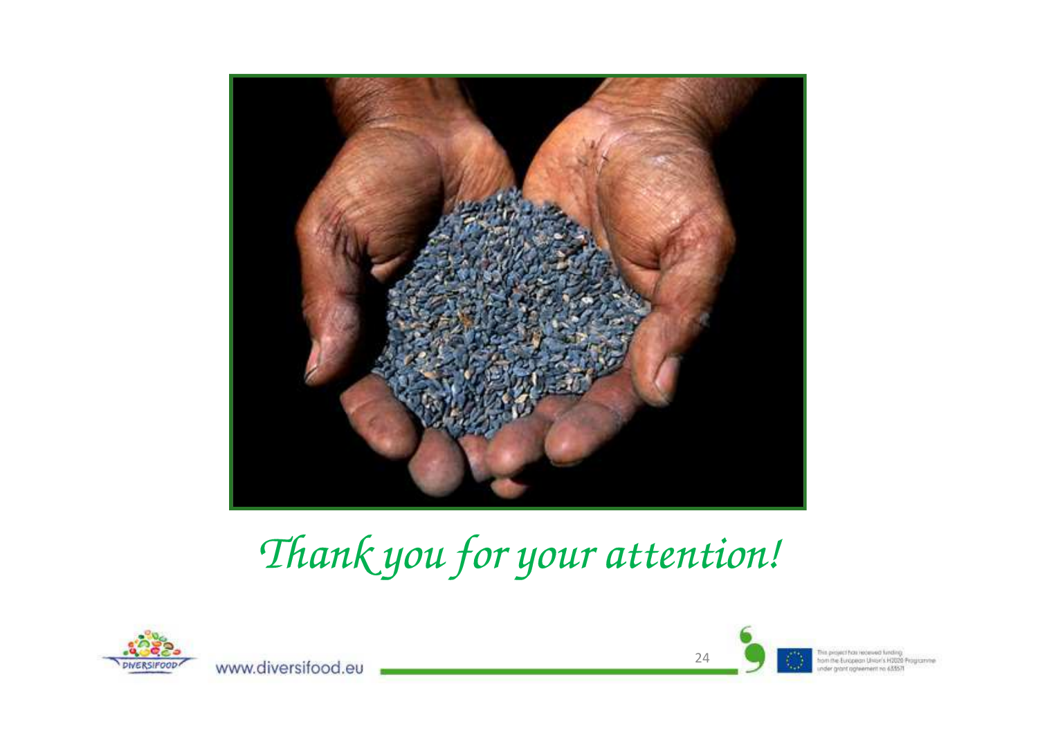*Thank you for your attention!*